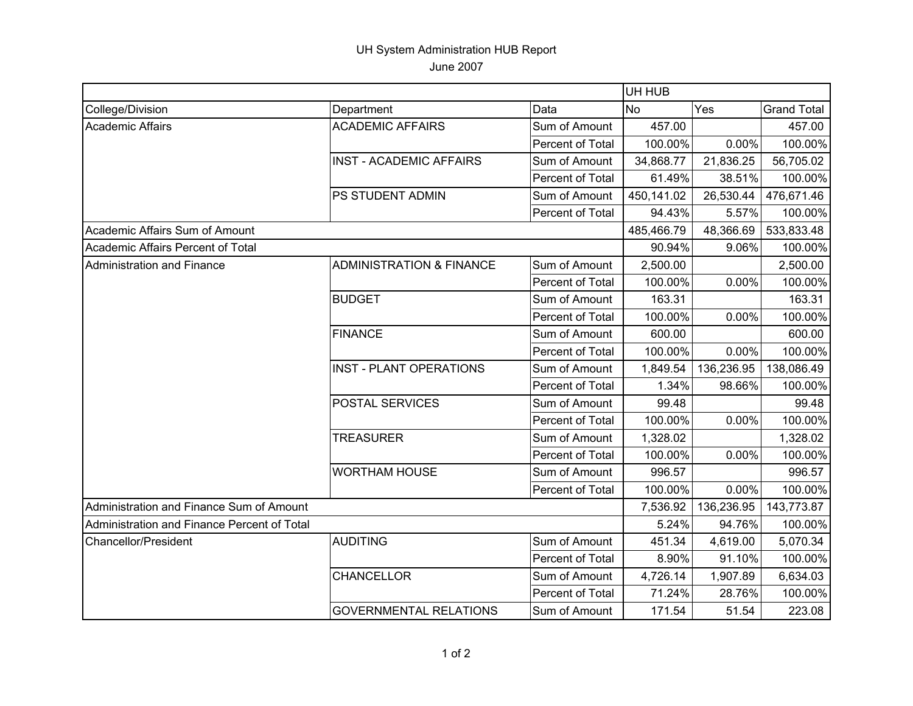# UH System Administration HUB Report

June 2007

| | | | UH HUB | | |
|---|---|---|---|---|---|
| College/Division | Department | Data | No | Yes | Grand Total |
| Academic Affairs | ACADEMIC AFFAIRS | Sum of Amount | 457.00 | | 457.00 |
| | | Percent of Total | 100.00% | 0.00% | 100.00% |
| | INST - ACADEMIC AFFAIRS | Sum of Amount | 34,868.77 | 21,836.25 | 56,705.02 |
| | | Percent of Total | 61.49% | 38.51% | 100.00% |
| | PS STUDENT ADMIN | Sum of Amount | 450,141.02 | 26,530.44 | 476,671.46 |
| | | Percent of Total | 94.43% | 5.57% | 100.00% |
| Academic Affairs Sum of Amount | | | 485,466.79 | 48,366.69 | 533,833.48 |
| Academic Affairs Percent of Total | | | 90.94% | 9.06% | 100.00% |
| Administration and Finance | ADMINISTRATION & FINANCE | Sum of Amount | 2,500.00 | | 2,500.00 |
| | | Percent of Total | 100.00% | 0.00% | 100.00% |
| | BUDGET | Sum of Amount | 163.31 | | 163.31 |
| | | Percent of Total | 100.00% | 0.00% | 100.00% |
| | FINANCE | Sum of Amount | 600.00 | | 600.00 |
| | | Percent of Total | 100.00% | 0.00% | 100.00% |
| | INST - PLANT OPERATIONS | Sum of Amount | 1,849.54 | 136,236.95 | 138,086.49 |
| | | Percent of Total | 1.34% | 98.66% | 100.00% |
| | POSTAL SERVICES | Sum of Amount | 99.48 | | 99.48 |
| | | Percent of Total | 100.00% | 0.00% | 100.00% |
| | TREASURER | Sum of Amount | 1,328.02 | | 1,328.02 |
| | | Percent of Total | 100.00% | 0.00% | 100.00% |
| | WORTHAM HOUSE | Sum of Amount | 996.57 | | 996.57 |
| | | Percent of Total | 100.00% | 0.00% | 100.00% |
| Administration and Finance Sum of Amount | | | 7,536.92 | 136,236.95 | 143,773.87 |
| Administration and Finance Percent of Total | | | 5.24% | 94.76% | 100.00% |
| Chancellor/President | AUDITING | Sum of Amount | 451.34 | 4,619.00 | 5,070.34 |
| | | Percent of Total | 8.90% | 91.10% | 100.00% |
| | CHANCELLOR | Sum of Amount | 4,726.14 | 1,907.89 | 6,634.03 |
| | | Percent of Total | 71.24% | 28.76% | 100.00% |
| | GOVERNMENTAL RELATIONS | Sum of Amount | 171.54 | 51.54 | 223.08 |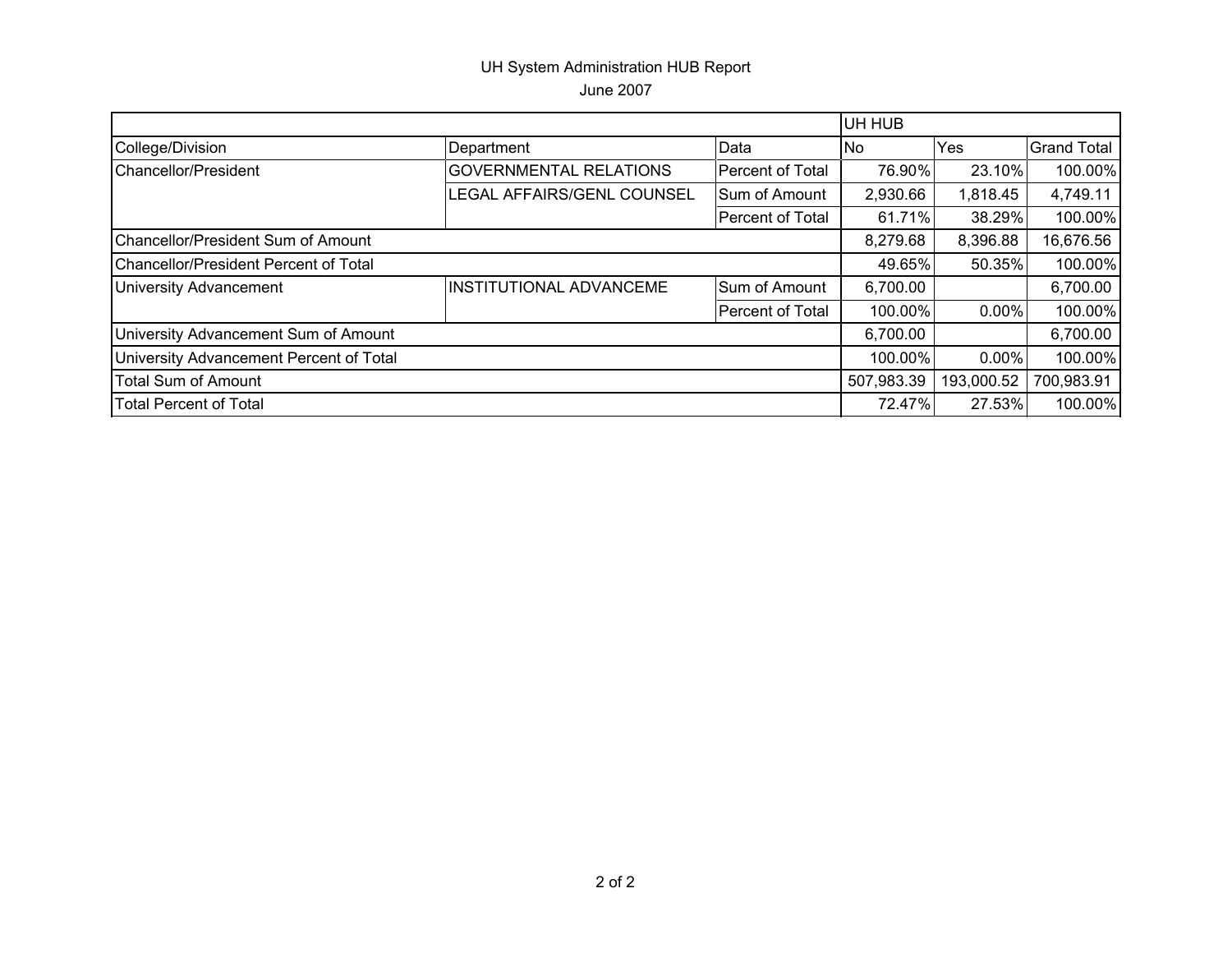UH System Administration HUB Report
June 2007

| | | | UH HUB | | |
|---|---|---|---|---|---|
| College/Division | Department | Data | No | Yes | Grand Total |
| Chancellor/President | GOVERNMENTAL RELATIONS | Percent of Total | 76.90% | 23.10% | 100.00% |
| | LEGAL AFFAIRS/GENL COUNSEL | Sum of Amount | 2,930.66 | 1,818.45 | 4,749.11 |
| | | Percent of Total | 61.71% | 38.29% | 100.00% |
| Chancellor/President Sum of Amount | | | 8,279.68 | 8,396.88 | 16,676.56 |
| Chancellor/President Percent of Total | | | 49.65% | 50.35% | 100.00% |
| University Advancement | INSTITUTIONAL ADVANCEME | Sum of Amount | 6,700.00 | | 6,700.00 |
| | | Percent of Total | 100.00% | 0.00% | 100.00% |
| University Advancement Sum of Amount | | | 6,700.00 | | 6,700.00 |
| University Advancement Percent of Total | | | 100.00% | 0.00% | 100.00% |
| Total Sum of Amount | | | 507,983.39 | 193,000.52 | 700,983.91 |
| Total Percent of Total | | | 72.47% | 27.53% | 100.00% |